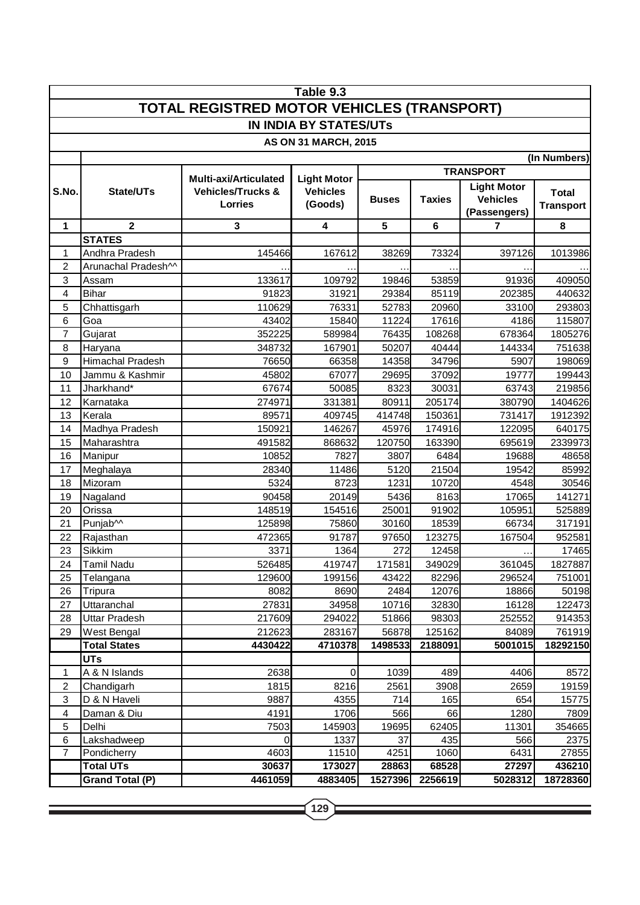# Table 9.3

## TOTAL REGISTRED MOTOR VEHICLES (TRANSPORT)

### IN INDIA BY STATES/UTs

**AS ON 31 MARCH, 2015**

(In Numbers)

| S.No. | State/UTs | Multi-axi/Articulated Vehicles/Trucks & Lorries | Light Motor Vehicles (Goods) | TRANSPORT | | | |
|---|---|---|---|---|---|---|---|
| | | | | Buses | Taxies | Light Motor Vehicles (Passengers) | Total Transport |
| 1 | 2 | 3 | 4 | 5 | 6 | 7 | 8 |
| | **STATES** | | | | | | |
| 1 | Andhra Pradesh | 145466 | 167612 | 38269 | 73324 | 397126 | 1013986 |
| 2 | Arunachal Pradesh^^ | .. | .. | .. | .. | .. | .. |
| 3 | Assam | 133617 | 109792 | 19846 | 53859 | 91936 | 409050 |
| 4 | Bihar | 91823 | 31921 | 29384 | 85119 | 202385 | 440632 |
| 5 | Chhattisgarh | 110629 | 76331 | 52783 | 20960 | 33100 | 293803 |
| 6 | Goa | 43402 | 15840 | 11224 | 17616 | 4186 | 115807 |
| 7 | Gujarat | 352225 | 589984 | 76435 | 108268 | 678364 | 1805276 |
| 8 | Haryana | 348732 | 167901 | 50207 | 40444 | 144334 | 751638 |
| 9 | Himachal Pradesh | 76650 | 66358 | 14358 | 34796 | 5907 | 198069 |
| 10 | Jammu & Kashmir | 45802 | 67077 | 29695 | 37092 | 19777 | 199443 |
| 11 | Jharkhand* | 67674 | 50085 | 8323 | 30031 | 63743 | 219856 |
| 12 | Karnataka | 274971 | 331381 | 80911 | 205174 | 380790 | 1404626 |
| 13 | Kerala | 89571 | 409745 | 414748 | 150361 | 731417 | 1912392 |
| 14 | Madhya Pradesh | 150921 | 146267 | 45976 | 174916 | 122095 | 640175 |
| 15 | Maharashtra | 491582 | 868632 | 120750 | 163390 | 695619 | 2339973 |
| 16 | Manipur | 10852 | 7827 | 3807 | 6484 | 19688 | 48658 |
| 17 | Meghalaya | 28340 | 11486 | 5120 | 21504 | 19542 | 85992 |
| 18 | Mizoram | 5324 | 8723 | 1231 | 10720 | 4548 | 30546 |
| 19 | Nagaland | 90458 | 20149 | 5436 | 8163 | 17065 | 141271 |
| 20 | Orissa | 148519 | 154516 | 25001 | 91902 | 105951 | 525889 |
| 21 | Punjab^^ | 125898 | 75860 | 30160 | 18539 | 66734 | 317191 |
| 22 | Rajasthan | 472365 | 91787 | 97650 | 123275 | 167504 | 952581 |
| 23 | Sikkim | 3371 | 1364 | 272 | 12458 | .. | 17465 |
| 24 | Tamil Nadu | 526485 | 419747 | 171581 | 349029 | 361045 | 1827887 |
| 25 | Telangana | 129600 | 199156 | 43422 | 82296 | 296524 | 751001 |
| 26 | Tripura | 8082 | 8690 | 2484 | 12076 | 18866 | 50198 |
| 27 | Uttaranchal | 27831 | 34958 | 10716 | 32830 | 16128 | 122473 |
| 28 | Uttar Pradesh | 217609 | 294022 | 51866 | 98303 | 252552 | 914353 |
| 29 | West Bengal | 212623 | 283167 | 56878 | 125162 | 84089 | 761919 |
| | **Total States** | **4430422** | **4710378** | **1498533** | **2188091** | **5001015** | **18292150** |
| | **UTs** | | | | | | |
| 1 | A & N Islands | 2638 | 0 | 1039 | 489 | 4406 | 8572 |
| 2 | Chandigarh | 1815 | 8216 | 2561 | 3908 | 2659 | 19159 |
| 3 | D & N Haveli | 9887 | 4355 | 714 | 165 | 654 | 15775 |
| 4 | Daman & Diu | 4191 | 1706 | 566 | 66 | 1280 | 7809 |
| 5 | Delhi | 7503 | 145903 | 19695 | 62405 | 11301 | 354665 |
| 6 | Lakshadweep | 0 | 1337 | 37 | 435 | 566 | 2375 |
| 7 | Pondicherry | 4603 | 11510 | 4251 | 1060 | 6431 | 27855 |
| | **Total UTs** | **30637** | **173027** | **28863** | **68528** | **27297** | **436210** |
| | **Grand Total (P)** | **4461059** | **4883405** | **1527396** | **2256619** | **5028312** | **18728360** |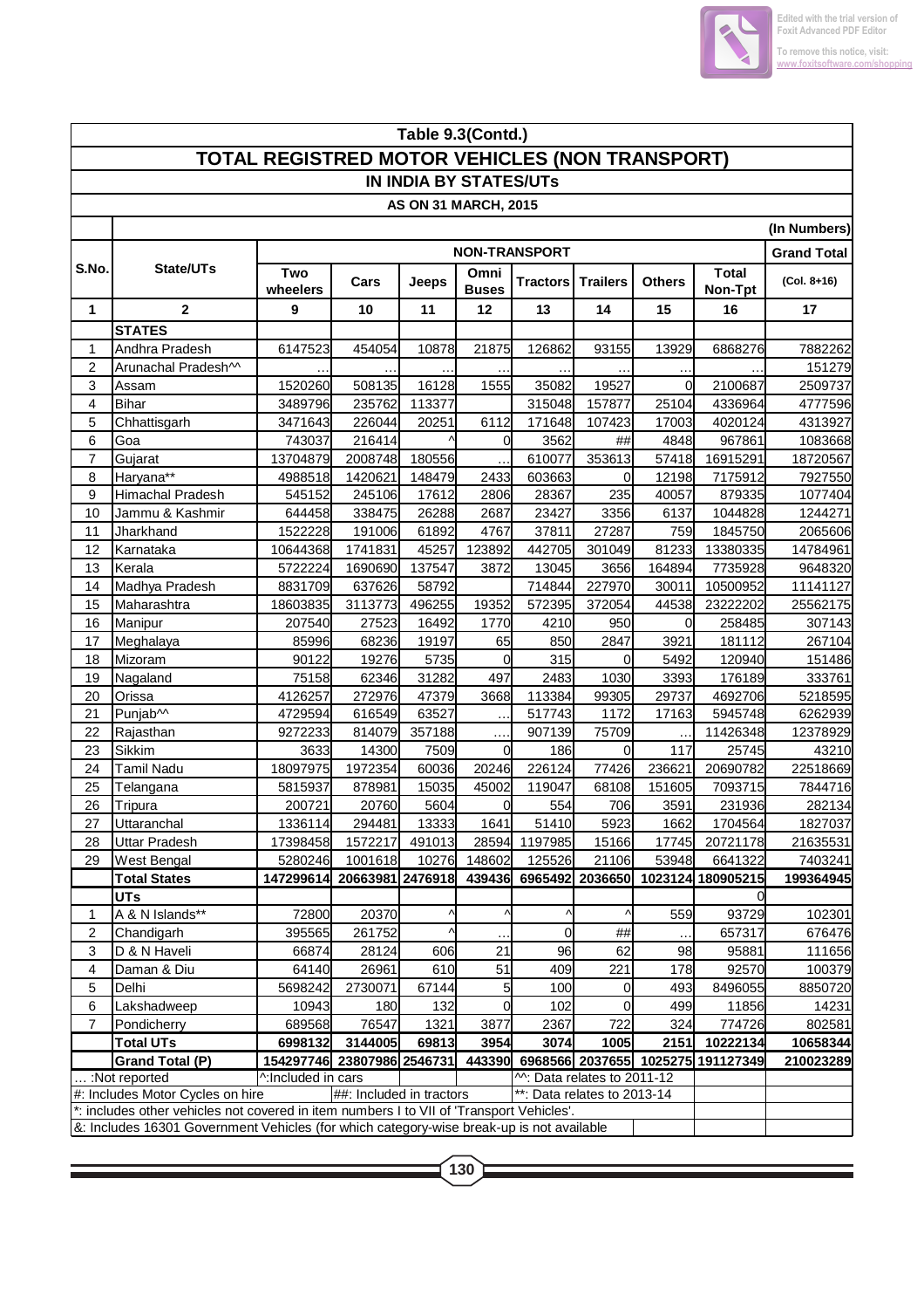## Table 9.3(Contd.)

# TOTAL REGISTRED MOTOR VEHICLES (NON TRANSPORT)

### IN INDIA BY STATES/UTs

### AS ON 31 MARCH, 2015

(In Numbers)

| S.No. | State/UTs | NON-TRANSPORT | | | | | | | | Grand Total |
|---|---|---|---|---|---|---|---|---|---|---|
| | | Two wheelers | Cars | Jeeps | Omni Buses | Tractors | Trailers | Others | Total Non-Tpt | (Col. 8+16) |
| 1 | 2 | 9 | 10 | 11 | 12 | 13 | 14 | 15 | 16 | 17 |
| | **STATES** | | | | | | | | | |
| 1 | Andhra Pradesh | 6147523 | 454054 | 10878 | 21875 | 126862 | 93155 | 13929 | 6868276 | 7882262 |
| 2 | Arunachal Pradesh^^ | .. | .. | .. | .. | .. | .. | .. | .. | 151279 |
| 3 | Assam | 1520260 | 508135 | 16128 | 1555 | 35082 | 19527 | 0 | 2100687 | 2509737 |
| 4 | Bihar | 3489796 | 235762 | 113377 | | 315048 | 157877 | 25104 | 4336964 | 4777596 |
| 5 | Chhattisgarh | 3471643 | 226044 | 20251 | 6112 | 171648 | 107423 | 17003 | 4020124 | 4313927 |
| 6 | Goa | 743037 | 216414 | ^ | 0 | 3562 | ## | 4848 | 967861 | 1083668 |
| 7 | Gujarat | 13704879 | 2008748 | 180556 | .. | 610077 | 353613 | 57418 | 16915291 | 18720567 |
| 8 | Haryana** | 4988518 | 1420621 | 148479 | 2433 | 603663 | 0 | 12198 | 7175912 | 7927550 |
| 9 | Himachal Pradesh | 545152 | 245106 | 17612 | 2806 | 28367 | 235 | 40057 | 879335 | 1077404 |
| 10 | Jammu & Kashmir | 644458 | 338475 | 26288 | 2687 | 23427 | 3356 | 6137 | 1044828 | 1244271 |
| 11 | Jharkhand | 1522228 | 191006 | 61892 | 4767 | 37811 | 27287 | 759 | 1845750 | 2065606 |
| 12 | Karnataka | 10644368 | 1741831 | 45257 | 123892 | 442705 | 301049 | 81233 | 13380335 | 14784961 |
| 13 | Kerala | 5722224 | 1690690 | 137547 | 3872 | 13045 | 3656 | 164894 | 7735928 | 9648320 |
| 14 | Madhya Pradesh | 8831709 | 637626 | 58792 | | 714844 | 227970 | 30011 | 10500952 | 11141127 |
| 15 | Maharashtra | 18603835 | 3113773 | 496255 | 19352 | 572395 | 372054 | 44538 | 23222202 | 25562175 |
| 16 | Manipur | 207540 | 27523 | 16492 | 1770 | 4210 | 950 | 0 | 258485 | 307143 |
| 17 | Meghalaya | 85996 | 68236 | 19197 | 65 | 850 | 2847 | 3921 | 181112 | 267104 |
| 18 | Mizoram | 90122 | 19276 | 5735 | 0 | 315 | 0 | 5492 | 120940 | 151486 |
| 19 | Nagaland | 75158 | 62346 | 31282 | 497 | 2483 | 1030 | 3393 | 176189 | 333761 |
| 20 | Orissa | 4126257 | 272976 | 47379 | 3668 | 113384 | 99305 | 29737 | 4692706 | 5218595 |
| 21 | Punjab^^ | 4729594 | 616549 | 63527 | .. | 517743 | 1172 | 17163 | 5945748 | 6262939 |
| 22 | Rajasthan | 9272233 | 814079 | 357188 | .... | 907139 | 75709 | .. | 11426348 | 12378929 |
| 23 | Sikkim | 3633 | 14300 | 7509 | 0 | 186 | 0 | 117 | 25745 | 43210 |
| 24 | Tamil Nadu | 18097975 | 1972354 | 60036 | 20246 | 226124 | 77426 | 236621 | 20690782 | 22518669 |
| 25 | Telangana | 5815937 | 878981 | 15035 | 45002 | 119047 | 68108 | 151605 | 7093715 | 7844716 |
| 26 | Tripura | 200721 | 20760 | 5604 | 0 | 554 | 706 | 3591 | 231936 | 282134 |
| 27 | Uttaranchal | 1336114 | 294481 | 13333 | 1641 | 51410 | 5923 | 1662 | 1704564 | 1827037 |
| 28 | Uttar Pradesh | 17398458 | 1572217 | 491013 | 28594 | 1197985 | 15166 | 17745 | 20721178 | 21635531 |
| 29 | West Bengal | 5280246 | 1001618 | 10276 | 148602 | 125526 | 21106 | 53948 | 6641322 | 7403241 |
| | **Total States** | **147299614** | **20663981** | **2476918** | **439436** | **6965492** | **2036650** | **1023124** | **180905215** | **199364945** |
| | **UTs** | | | | | | | | 0 | |
| 1 | A & N Islands** | 72800 | 20370 | ^ | ^ | ^ | ^ | 559 | 93729 | 102301 |
| 2 | Chandigarh | 395565 | 261752 | ^ | .. | 0 | ## | .. | 657317 | 676476 |
| 3 | D & N Haveli | 66874 | 28124 | 606 | 21 | 96 | 62 | 98 | 95881 | 111656 |
| 4 | Daman & Diu | 64140 | 26961 | 610 | 51 | 409 | 221 | 178 | 92570 | 100379 |
| 5 | Delhi | 5698242 | 2730071 | 67144 | 5 | 100 | 0 | 493 | 8496055 | 8850720 |
| 6 | Lakshadweep | 10943 | 180 | 132 | 0 | 102 | 0 | 499 | 11856 | 14231 |
| 7 | Pondicherry | 689568 | 76547 | 1321 | 3877 | 2367 | 722 | 324 | 774726 | 802581 |
| | **Total UTs** | **6998132** | **3144005** | **69813** | **3954** | **3074** | **1005** | **2151** | **10222134** | **10658344** |
| | **Grand Total (P)** | **154297746** | **23807986** | **2546731** | **443390** | **6968566** | **2037655** | **1025275** | **191127349** | **210023289** |

… :Not reported ; ^:Included in cars ; ^^: Data relates to 2011-12

#: Includes Motor Cycles on hire ; ##: Included in tractors ; **: Data relates to 2013-14

*: includes other vehicles not covered in item numbers I to VII of 'Transport Vehicles'.

&: Includes 16301 Government Vehicles (for which category-wise break-up is not available